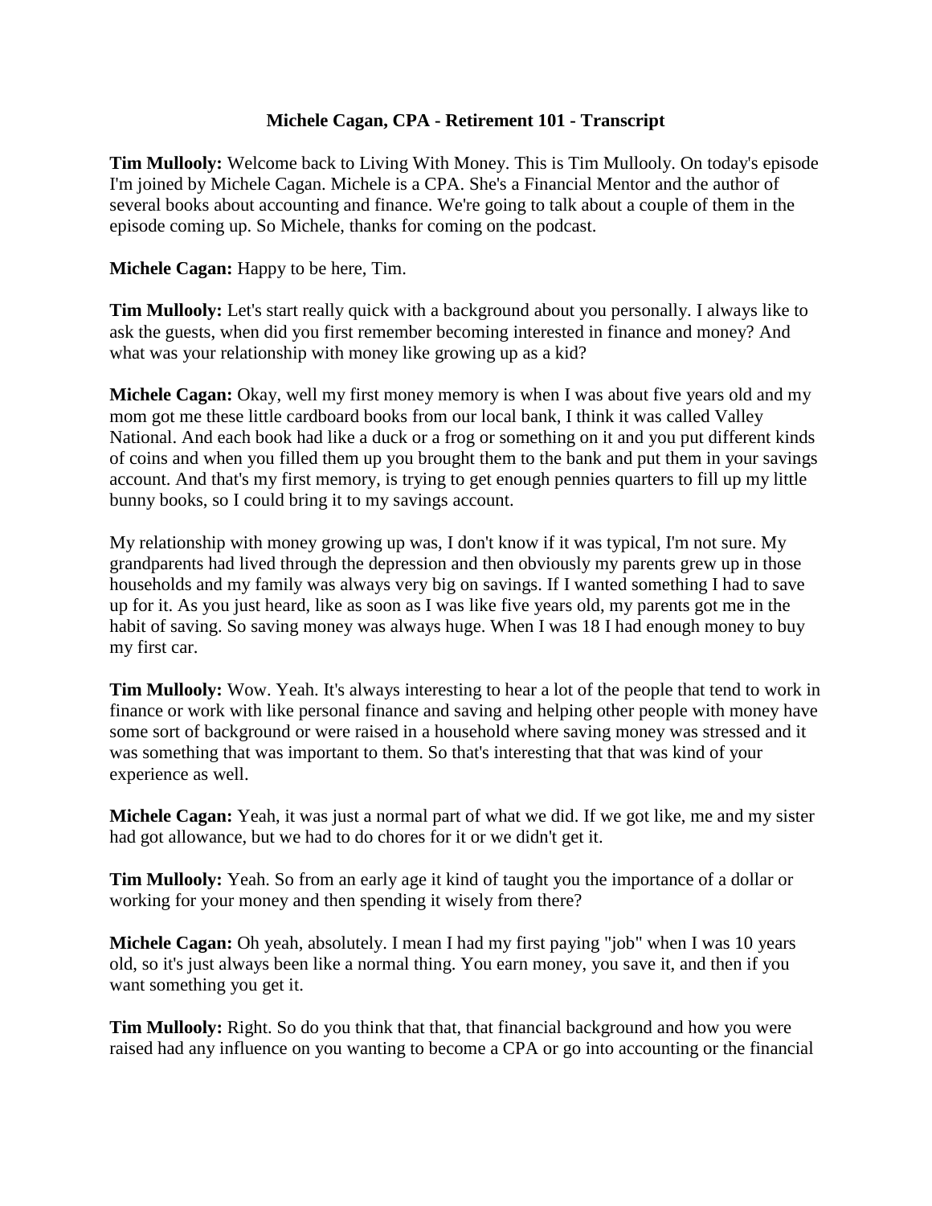# Michele Cagan, CPA - Retirement 101 - Transcript

**Tim Mullooly:** Welcome back to Living With Money. This is Tim Mullooly. On today's episode I'm joined by Michele Cagan. Michele is a CPA. She's a Financial Mentor and the author of several books about accounting and finance. We're going to talk about a couple of them in the episode coming up. So Michele, thanks for coming on the podcast.

**Michele Cagan:** Happy to be here, Tim.

**Tim Mullooly:** Let's start really quick with a background about you personally. I always like to ask the guests, when did you first remember becoming interested in finance and money? And what was your relationship with money like growing up as a kid?

**Michele Cagan:** Okay, well my first money memory is when I was about five years old and my mom got me these little cardboard books from our local bank, I think it was called Valley National. And each book had like a duck or a frog or something on it and you put different kinds of coins and when you filled them up you brought them to the bank and put them in your savings account. And that's my first memory, is trying to get enough pennies quarters to fill up my little bunny books, so I could bring it to my savings account.

My relationship with money growing up was, I don't know if it was typical, I'm not sure. My grandparents had lived through the depression and then obviously my parents grew up in those households and my family was always very big on savings. If I wanted something I had to save up for it. As you just heard, like as soon as I was like five years old, my parents got me in the habit of saving. So saving money was always huge. When I was 18 I had enough money to buy my first car.

**Tim Mullooly:** Wow. Yeah. It's always interesting to hear a lot of the people that tend to work in finance or work with like personal finance and saving and helping other people with money have some sort of background or were raised in a household where saving money was stressed and it was something that was important to them. So that's interesting that that was kind of your experience as well.

**Michele Cagan:** Yeah, it was just a normal part of what we did. If we got like, me and my sister had got allowance, but we had to do chores for it or we didn't get it.

**Tim Mullooly:** Yeah. So from an early age it kind of taught you the importance of a dollar or working for your money and then spending it wisely from there?

**Michele Cagan:** Oh yeah, absolutely. I mean I had my first paying "job" when I was 10 years old, so it's just always been like a normal thing. You earn money, you save it, and then if you want something you get it.

**Tim Mullooly:** Right. So do you think that that, that financial background and how you were raised had any influence on you wanting to become a CPA or go into accounting or the financial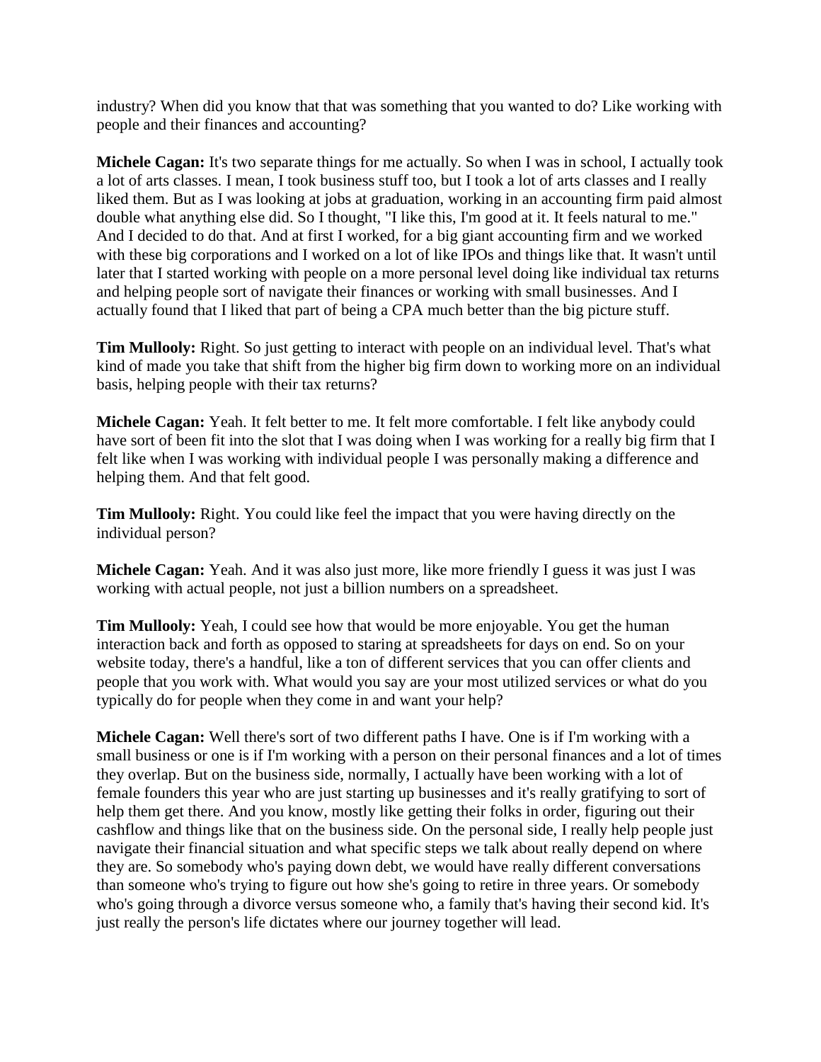industry? When did you know that that was something that you wanted to do? Like working with people and their finances and accounting?

**Michele Cagan:** It's two separate things for me actually. So when I was in school, I actually took a lot of arts classes. I mean, I took business stuff too, but I took a lot of arts classes and I really liked them. But as I was looking at jobs at graduation, working in an accounting firm paid almost double what anything else did. So I thought, "I like this, I'm good at it. It feels natural to me." And I decided to do that. And at first I worked, for a big giant accounting firm and we worked with these big corporations and I worked on a lot of like IPOs and things like that. It wasn't until later that I started working with people on a more personal level doing like individual tax returns and helping people sort of navigate their finances or working with small businesses. And I actually found that I liked that part of being a CPA much better than the big picture stuff.

**Tim Mullooly:** Right. So just getting to interact with people on an individual level. That's what kind of made you take that shift from the higher big firm down to working more on an individual basis, helping people with their tax returns?

**Michele Cagan:** Yeah. It felt better to me. It felt more comfortable. I felt like anybody could have sort of been fit into the slot that I was doing when I was working for a really big firm that I felt like when I was working with individual people I was personally making a difference and helping them. And that felt good.

**Tim Mullooly:** Right. You could like feel the impact that you were having directly on the individual person?

**Michele Cagan:** Yeah. And it was also just more, like more friendly I guess it was just I was working with actual people, not just a billion numbers on a spreadsheet.

**Tim Mullooly:** Yeah, I could see how that would be more enjoyable. You get the human interaction back and forth as opposed to staring at spreadsheets for days on end. So on your website today, there's a handful, like a ton of different services that you can offer clients and people that you work with. What would you say are your most utilized services or what do you typically do for people when they come in and want your help?

**Michele Cagan:** Well there's sort of two different paths I have. One is if I'm working with a small business or one is if I'm working with a person on their personal finances and a lot of times they overlap. But on the business side, normally, I actually have been working with a lot of female founders this year who are just starting up businesses and it's really gratifying to sort of help them get there. And you know, mostly like getting their folks in order, figuring out their cashflow and things like that on the business side. On the personal side, I really help people just navigate their financial situation and what specific steps we talk about really depend on where they are. So somebody who's paying down debt, we would have really different conversations than someone who's trying to figure out how she's going to retire in three years. Or somebody who's going through a divorce versus someone who, a family that's having their second kid. It's just really the person's life dictates where our journey together will lead.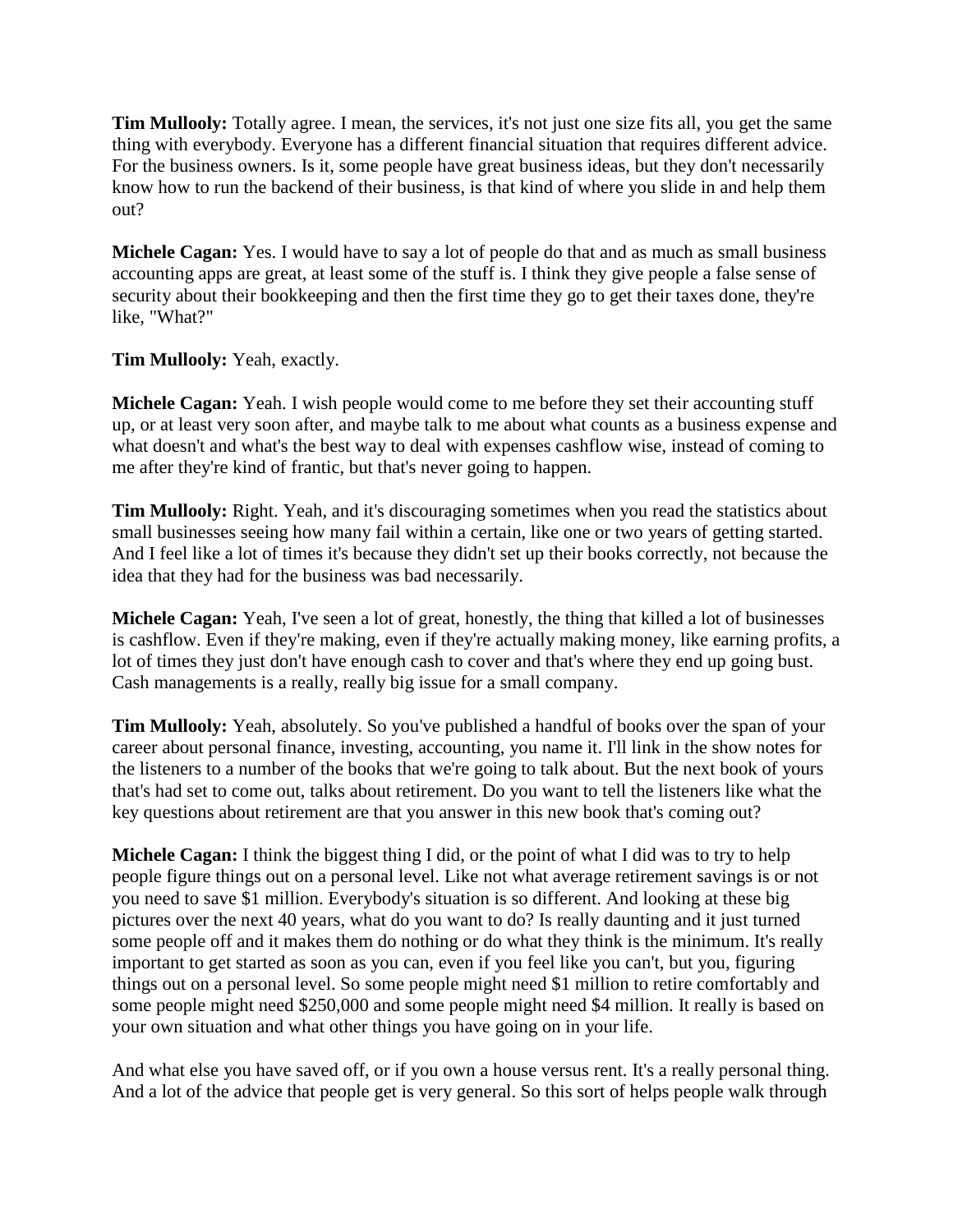**Tim Mullooly:** Totally agree. I mean, the services, it's not just one size fits all, you get the same thing with everybody. Everyone has a different financial situation that requires different advice. For the business owners. Is it, some people have great business ideas, but they don't necessarily know how to run the backend of their business, is that kind of where you slide in and help them out?

**Michele Cagan:** Yes. I would have to say a lot of people do that and as much as small business accounting apps are great, at least some of the stuff is. I think they give people a false sense of security about their bookkeeping and then the first time they go to get their taxes done, they're like, "What?"

**Tim Mullooly:** Yeah, exactly.

**Michele Cagan:** Yeah. I wish people would come to me before they set their accounting stuff up, or at least very soon after, and maybe talk to me about what counts as a business expense and what doesn't and what's the best way to deal with expenses cashflow wise, instead of coming to me after they're kind of frantic, but that's never going to happen.

**Tim Mullooly:** Right. Yeah, and it's discouraging sometimes when you read the statistics about small businesses seeing how many fail within a certain, like one or two years of getting started. And I feel like a lot of times it's because they didn't set up their books correctly, not because the idea that they had for the business was bad necessarily.

**Michele Cagan:** Yeah, I've seen a lot of great, honestly, the thing that killed a lot of businesses is cashflow. Even if they're making, even if they're actually making money, like earning profits, a lot of times they just don't have enough cash to cover and that's where they end up going bust. Cash managements is a really, really big issue for a small company.

**Tim Mullooly:** Yeah, absolutely. So you've published a handful of books over the span of your career about personal finance, investing, accounting, you name it. I'll link in the show notes for the listeners to a number of the books that we're going to talk about. But the next book of yours that's had set to come out, talks about retirement. Do you want to tell the listeners like what the key questions about retirement are that you answer in this new book that's coming out?

**Michele Cagan:** I think the biggest thing I did, or the point of what I did was to try to help people figure things out on a personal level. Like not what average retirement savings is or not you need to save $1 million. Everybody's situation is so different. And looking at these big pictures over the next 40 years, what do you want to do? Is really daunting and it just turned some people off and it makes them do nothing or do what they think is the minimum. It's really important to get started as soon as you can, even if you feel like you can't, but you, figuring things out on a personal level. So some people might need $1 million to retire comfortably and some people might need $250,000 and some people might need $4 million. It really is based on your own situation and what other things you have going on in your life.

And what else you have saved off, or if you own a house versus rent. It's a really personal thing. And a lot of the advice that people get is very general. So this sort of helps people walk through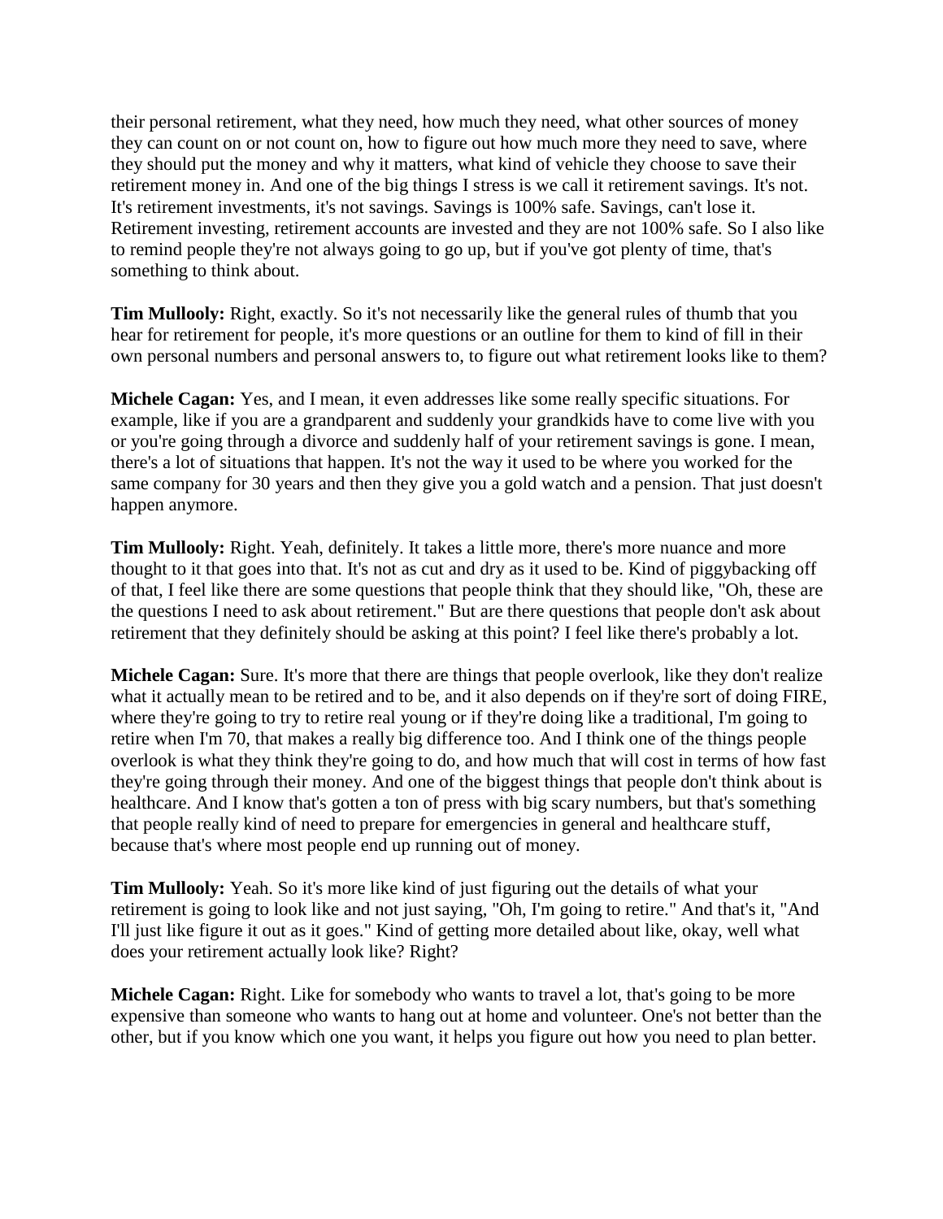their personal retirement, what they need, how much they need, what other sources of money they can count on or not count on, how to figure out how much more they need to save, where they should put the money and why it matters, what kind of vehicle they choose to save their retirement money in. And one of the big things I stress is we call it retirement savings. It's not. It's retirement investments, it's not savings. Savings is 100% safe. Savings, can't lose it. Retirement investing, retirement accounts are invested and they are not 100% safe. So I also like to remind people they're not always going to go up, but if you've got plenty of time, that's something to think about.

**Tim Mullooly:** Right, exactly. So it's not necessarily like the general rules of thumb that you hear for retirement for people, it's more questions or an outline for them to kind of fill in their own personal numbers and personal answers to, to figure out what retirement looks like to them?

**Michele Cagan:** Yes, and I mean, it even addresses like some really specific situations. For example, like if you are a grandparent and suddenly your grandkids have to come live with you or you're going through a divorce and suddenly half of your retirement savings is gone. I mean, there's a lot of situations that happen. It's not the way it used to be where you worked for the same company for 30 years and then they give you a gold watch and a pension. That just doesn't happen anymore.

**Tim Mullooly:** Right. Yeah, definitely. It takes a little more, there's more nuance and more thought to it that goes into that. It's not as cut and dry as it used to be. Kind of piggybacking off of that, I feel like there are some questions that people think that they should like, "Oh, these are the questions I need to ask about retirement." But are there questions that people don't ask about retirement that they definitely should be asking at this point? I feel like there's probably a lot.

**Michele Cagan:** Sure. It's more that there are things that people overlook, like they don't realize what it actually mean to be retired and to be, and it also depends on if they're sort of doing FIRE, where they're going to try to retire real young or if they're doing like a traditional, I'm going to retire when I'm 70, that makes a really big difference too. And I think one of the things people overlook is what they think they're going to do, and how much that will cost in terms of how fast they're going through their money. And one of the biggest things that people don't think about is healthcare. And I know that's gotten a ton of press with big scary numbers, but that's something that people really kind of need to prepare for emergencies in general and healthcare stuff, because that's where most people end up running out of money.

**Tim Mullooly:** Yeah. So it's more like kind of just figuring out the details of what your retirement is going to look like and not just saying, "Oh, I'm going to retire." And that's it, "And I'll just like figure it out as it goes." Kind of getting more detailed about like, okay, well what does your retirement actually look like? Right?

**Michele Cagan:** Right. Like for somebody who wants to travel a lot, that's going to be more expensive than someone who wants to hang out at home and volunteer. One's not better than the other, but if you know which one you want, it helps you figure out how you need to plan better.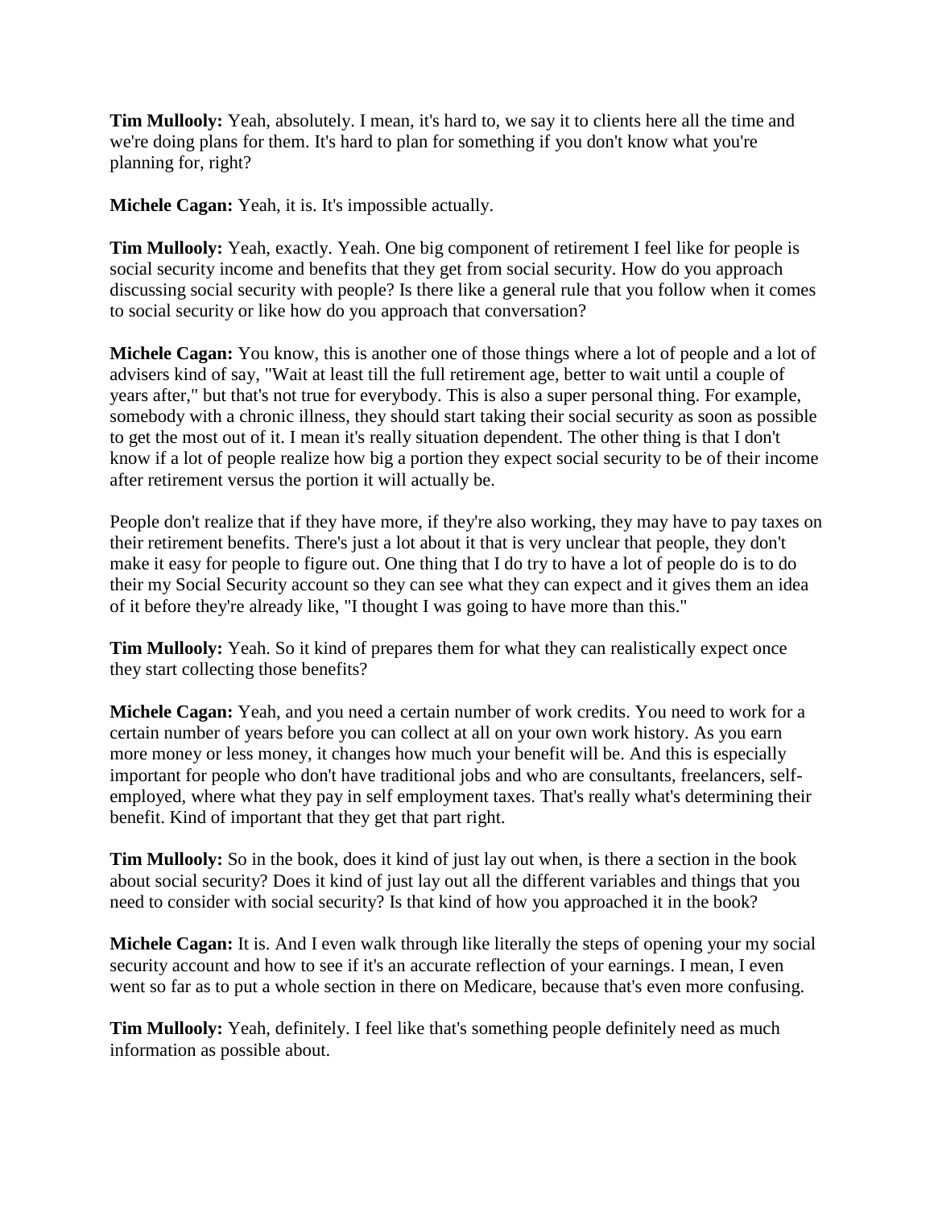**Tim Mullooly:** Yeah, absolutely. I mean, it's hard to, we say it to clients here all the time and we're doing plans for them. It's hard to plan for something if you don't know what you're planning for, right?

**Michele Cagan:** Yeah, it is. It's impossible actually.

**Tim Mullooly:** Yeah, exactly. Yeah. One big component of retirement I feel like for people is social security income and benefits that they get from social security. How do you approach discussing social security with people? Is there like a general rule that you follow when it comes to social security or like how do you approach that conversation?

**Michele Cagan:** You know, this is another one of those things where a lot of people and a lot of advisers kind of say, "Wait at least till the full retirement age, better to wait until a couple of years after," but that's not true for everybody. This is also a super personal thing. For example, somebody with a chronic illness, they should start taking their social security as soon as possible to get the most out of it. I mean it's really situation dependent. The other thing is that I don't know if a lot of people realize how big a portion they expect social security to be of their income after retirement versus the portion it will actually be.

People don't realize that if they have more, if they're also working, they may have to pay taxes on their retirement benefits. There's just a lot about it that is very unclear that people, they don't make it easy for people to figure out. One thing that I do try to have a lot of people do is to do their my Social Security account so they can see what they can expect and it gives them an idea of it before they're already like, "I thought I was going to have more than this."

**Tim Mullooly:** Yeah. So it kind of prepares them for what they can realistically expect once they start collecting those benefits?

**Michele Cagan:** Yeah, and you need a certain number of work credits. You need to work for a certain number of years before you can collect at all on your own work history. As you earn more money or less money, it changes how much your benefit will be. And this is especially important for people who don't have traditional jobs and who are consultants, freelancers, self-employed, where what they pay in self employment taxes. That's really what's determining their benefit. Kind of important that they get that part right.

**Tim Mullooly:** So in the book, does it kind of just lay out when, is there a section in the book about social security? Does it kind of just lay out all the different variables and things that you need to consider with social security? Is that kind of how you approached it in the book?

**Michele Cagan:** It is. And I even walk through like literally the steps of opening your my social security account and how to see if it's an accurate reflection of your earnings. I mean, I even went so far as to put a whole section in there on Medicare, because that's even more confusing.

**Tim Mullooly:** Yeah, definitely. I feel like that's something people definitely need as much information as possible about.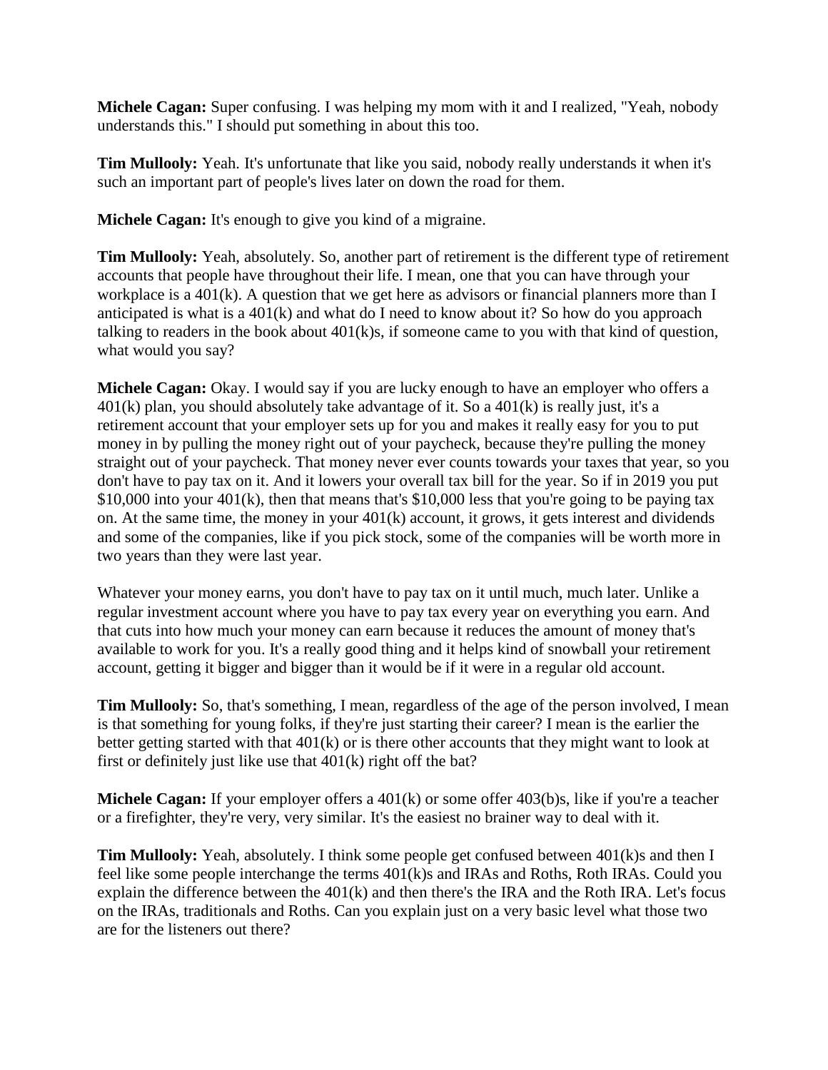**Michele Cagan:** Super confusing. I was helping my mom with it and I realized, "Yeah, nobody understands this." I should put something in about this too.

**Tim Mullooly:** Yeah. It's unfortunate that like you said, nobody really understands it when it's such an important part of people's lives later on down the road for them.

**Michele Cagan:** It's enough to give you kind of a migraine.

**Tim Mullooly:** Yeah, absolutely. So, another part of retirement is the different type of retirement accounts that people have throughout their life. I mean, one that you can have through your workplace is a 401(k). A question that we get here as advisors or financial planners more than I anticipated is what is a 401(k) and what do I need to know about it? So how do you approach talking to readers in the book about 401(k)s, if someone came to you with that kind of question, what would you say?

**Michele Cagan:** Okay. I would say if you are lucky enough to have an employer who offers a 401(k) plan, you should absolutely take advantage of it. So a 401(k) is really just, it's a retirement account that your employer sets up for you and makes it really easy for you to put money in by pulling the money right out of your paycheck, because they're pulling the money straight out of your paycheck. That money never ever counts towards your taxes that year, so you don't have to pay tax on it. And it lowers your overall tax bill for the year. So if in 2019 you put $10,000 into your 401(k), then that means that's $10,000 less that you're going to be paying tax on. At the same time, the money in your 401(k) account, it grows, it gets interest and dividends and some of the companies, like if you pick stock, some of the companies will be worth more in two years than they were last year.

Whatever your money earns, you don't have to pay tax on it until much, much later. Unlike a regular investment account where you have to pay tax every year on everything you earn. And that cuts into how much your money can earn because it reduces the amount of money that's available to work for you. It's a really good thing and it helps kind of snowball your retirement account, getting it bigger and bigger than it would be if it were in a regular old account.

**Tim Mullooly:** So, that's something, I mean, regardless of the age of the person involved, I mean is that something for young folks, if they're just starting their career? I mean is the earlier the better getting started with that 401(k) or is there other accounts that they might want to look at first or definitely just like use that 401(k) right off the bat?

**Michele Cagan:** If your employer offers a 401(k) or some offer 403(b)s, like if you're a teacher or a firefighter, they're very, very similar. It's the easiest no brainer way to deal with it.

**Tim Mullooly:** Yeah, absolutely. I think some people get confused between 401(k)s and then I feel like some people interchange the terms 401(k)s and IRAs and Roths, Roth IRAs. Could you explain the difference between the 401(k) and then there's the IRA and the Roth IRA. Let's focus on the IRAs, traditionals and Roths. Can you explain just on a very basic level what those two are for the listeners out there?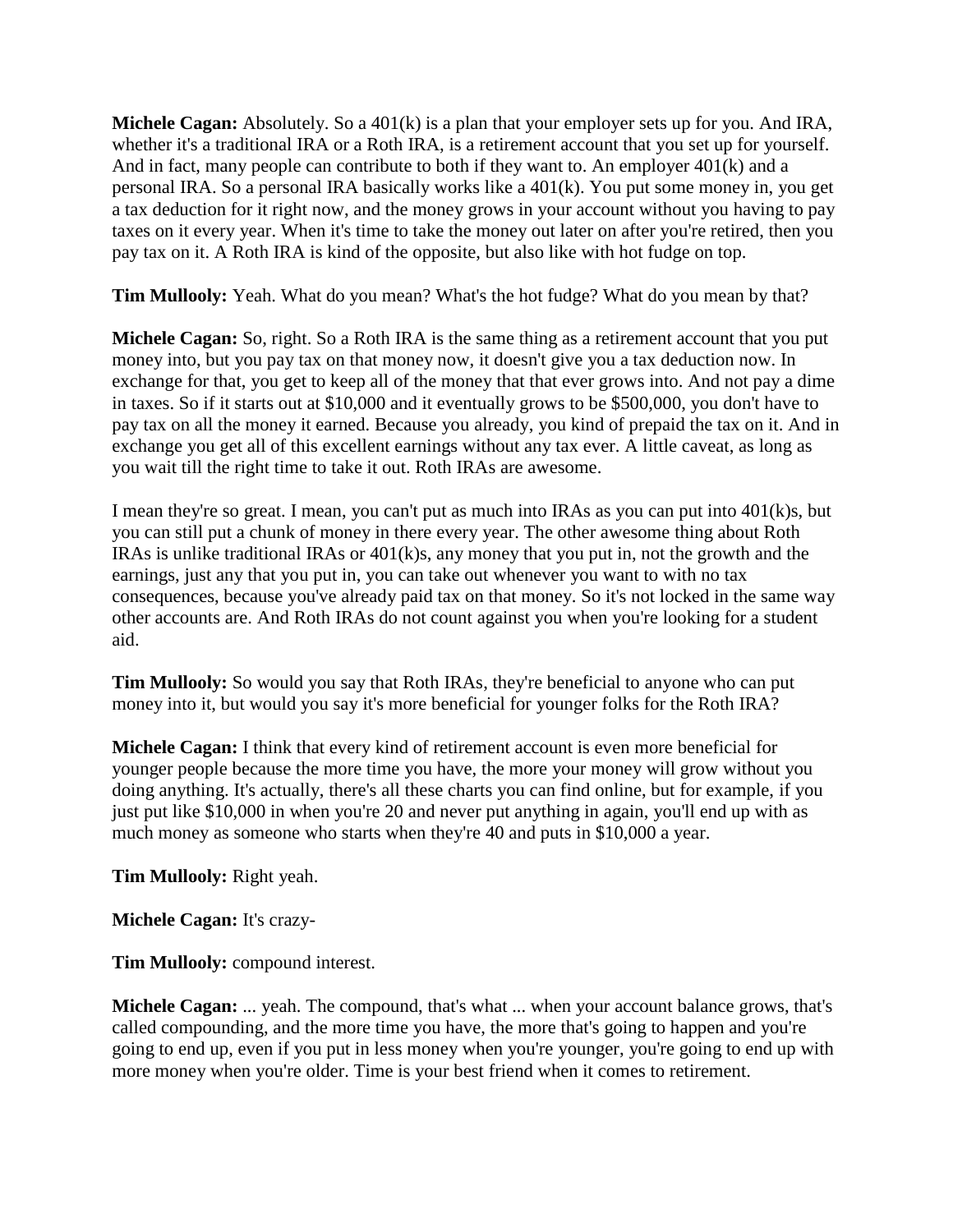**Michele Cagan:** Absolutely. So a 401(k) is a plan that your employer sets up for you. And IRA, whether it's a traditional IRA or a Roth IRA, is a retirement account that you set up for yourself. And in fact, many people can contribute to both if they want to. An employer 401(k) and a personal IRA. So a personal IRA basically works like a 401(k). You put some money in, you get a tax deduction for it right now, and the money grows in your account without you having to pay taxes on it every year. When it's time to take the money out later on after you're retired, then you pay tax on it. A Roth IRA is kind of the opposite, but also like with hot fudge on top.

**Tim Mullooly:** Yeah. What do you mean? What's the hot fudge? What do you mean by that?

**Michele Cagan:** So, right. So a Roth IRA is the same thing as a retirement account that you put money into, but you pay tax on that money now, it doesn't give you a tax deduction now. In exchange for that, you get to keep all of the money that that ever grows into. And not pay a dime in taxes. So if it starts out at $10,000 and it eventually grows to be $500,000, you don't have to pay tax on all the money it earned. Because you already, you kind of prepaid the tax on it. And in exchange you get all of this excellent earnings without any tax ever. A little caveat, as long as you wait till the right time to take it out. Roth IRAs are awesome.

I mean they're so great. I mean, you can't put as much into IRAs as you can put into 401(k)s, but you can still put a chunk of money in there every year. The other awesome thing about Roth IRAs is unlike traditional IRAs or 401(k)s, any money that you put in, not the growth and the earnings, just any that you put in, you can take out whenever you want to with no tax consequences, because you've already paid tax on that money. So it's not locked in the same way other accounts are. And Roth IRAs do not count against you when you're looking for a student aid.

**Tim Mullooly:** So would you say that Roth IRAs, they're beneficial to anyone who can put money into it, but would you say it's more beneficial for younger folks for the Roth IRA?

**Michele Cagan:** I think that every kind of retirement account is even more beneficial for younger people because the more time you have, the more your money will grow without you doing anything. It's actually, there's all these charts you can find online, but for example, if you just put like $10,000 in when you're 20 and never put anything in again, you'll end up with as much money as someone who starts when they're 40 and puts in $10,000 a year.

**Tim Mullooly:** Right yeah.

**Michele Cagan:** It's crazy-

**Tim Mullooly:** compound interest.

**Michele Cagan:** ... yeah. The compound, that's what ... when your account balance grows, that's called compounding, and the more time you have, the more that's going to happen and you're going to end up, even if you put in less money when you're younger, you're going to end up with more money when you're older. Time is your best friend when it comes to retirement.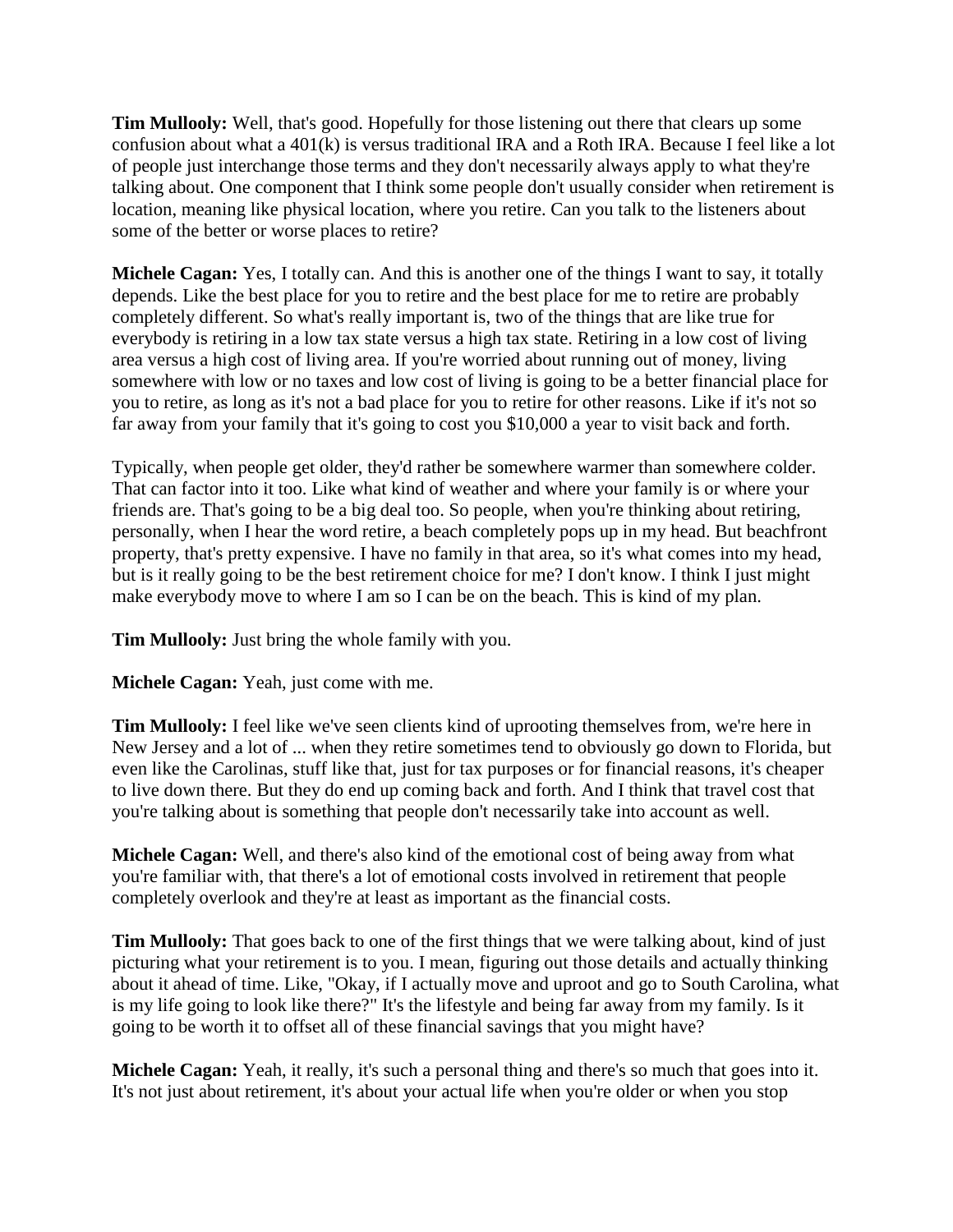**Tim Mullooly:** Well, that's good. Hopefully for those listening out there that clears up some confusion about what a 401(k) is versus traditional IRA and a Roth IRA. Because I feel like a lot of people just interchange those terms and they don't necessarily always apply to what they're talking about. One component that I think some people don't usually consider when retirement is location, meaning like physical location, where you retire. Can you talk to the listeners about some of the better or worse places to retire?

**Michele Cagan:** Yes, I totally can. And this is another one of the things I want to say, it totally depends. Like the best place for you to retire and the best place for me to retire are probably completely different. So what's really important is, two of the things that are like true for everybody is retiring in a low tax state versus a high tax state. Retiring in a low cost of living area versus a high cost of living area. If you're worried about running out of money, living somewhere with low or no taxes and low cost of living is going to be a better financial place for you to retire, as long as it's not a bad place for you to retire for other reasons. Like if it's not so far away from your family that it's going to cost you $10,000 a year to visit back and forth.

Typically, when people get older, they'd rather be somewhere warmer than somewhere colder. That can factor into it too. Like what kind of weather and where your family is or where your friends are. That's going to be a big deal too. So people, when you're thinking about retiring, personally, when I hear the word retire, a beach completely pops up in my head. But beachfront property, that's pretty expensive. I have no family in that area, so it's what comes into my head, but is it really going to be the best retirement choice for me? I don't know. I think I just might make everybody move to where I am so I can be on the beach. This is kind of my plan.

**Tim Mullooly:** Just bring the whole family with you.

**Michele Cagan:** Yeah, just come with me.

**Tim Mullooly:** I feel like we've seen clients kind of uprooting themselves from, we're here in New Jersey and a lot of ... when they retire sometimes tend to obviously go down to Florida, but even like the Carolinas, stuff like that, just for tax purposes or for financial reasons, it's cheaper to live down there. But they do end up coming back and forth. And I think that travel cost that you're talking about is something that people don't necessarily take into account as well.

**Michele Cagan:** Well, and there's also kind of the emotional cost of being away from what you're familiar with, that there's a lot of emotional costs involved in retirement that people completely overlook and they're at least as important as the financial costs.

**Tim Mullooly:** That goes back to one of the first things that we were talking about, kind of just picturing what your retirement is to you. I mean, figuring out those details and actually thinking about it ahead of time. Like, "Okay, if I actually move and uproot and go to South Carolina, what is my life going to look like there?" It's the lifestyle and being far away from my family. Is it going to be worth it to offset all of these financial savings that you might have?

**Michele Cagan:** Yeah, it really, it's such a personal thing and there's so much that goes into it. It's not just about retirement, it's about your actual life when you're older or when you stop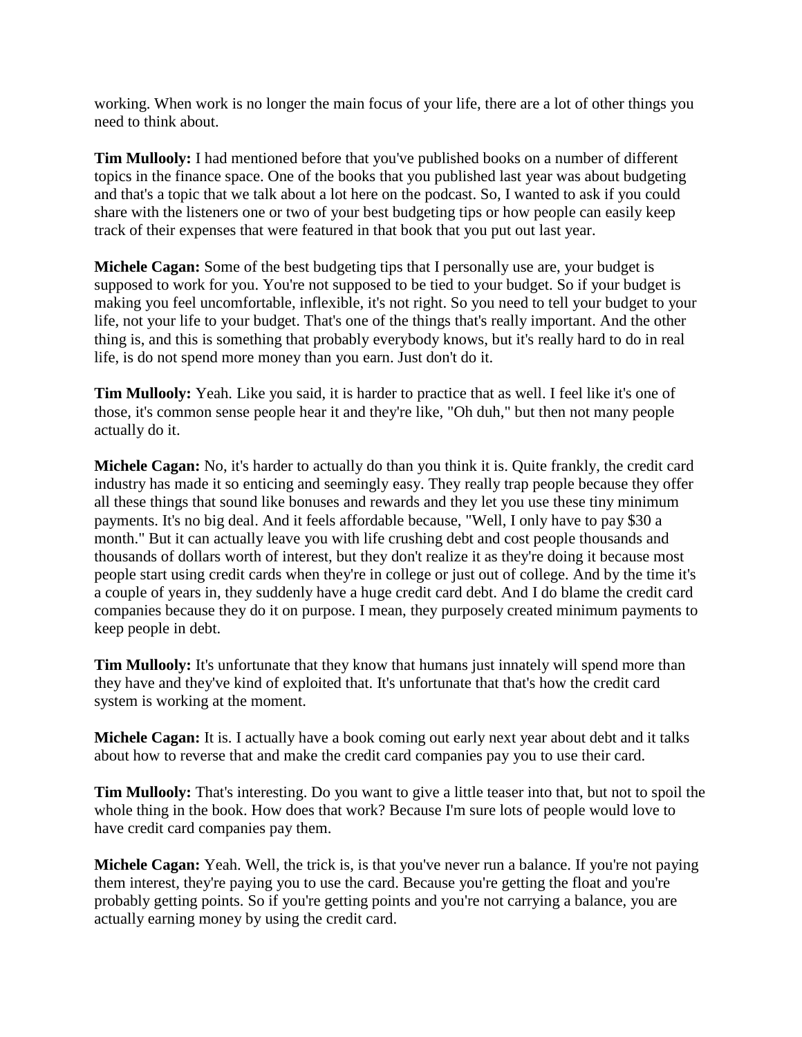working. When work is no longer the main focus of your life, there are a lot of other things you need to think about.

**Tim Mullooly:** I had mentioned before that you've published books on a number of different topics in the finance space. One of the books that you published last year was about budgeting and that's a topic that we talk about a lot here on the podcast. So, I wanted to ask if you could share with the listeners one or two of your best budgeting tips or how people can easily keep track of their expenses that were featured in that book that you put out last year.

**Michele Cagan:** Some of the best budgeting tips that I personally use are, your budget is supposed to work for you. You're not supposed to be tied to your budget. So if your budget is making you feel uncomfortable, inflexible, it's not right. So you need to tell your budget to your life, not your life to your budget. That's one of the things that's really important. And the other thing is, and this is something that probably everybody knows, but it's really hard to do in real life, is do not spend more money than you earn. Just don't do it.

**Tim Mullooly:** Yeah. Like you said, it is harder to practice that as well. I feel like it's one of those, it's common sense people hear it and they're like, "Oh duh," but then not many people actually do it.

**Michele Cagan:** No, it's harder to actually do than you think it is. Quite frankly, the credit card industry has made it so enticing and seemingly easy. They really trap people because they offer all these things that sound like bonuses and rewards and they let you use these tiny minimum payments. It's no big deal. And it feels affordable because, "Well, I only have to pay $30 a month." But it can actually leave you with life crushing debt and cost people thousands and thousands of dollars worth of interest, but they don't realize it as they're doing it because most people start using credit cards when they're in college or just out of college. And by the time it's a couple of years in, they suddenly have a huge credit card debt. And I do blame the credit card companies because they do it on purpose. I mean, they purposely created minimum payments to keep people in debt.

**Tim Mullooly:** It's unfortunate that they know that humans just innately will spend more than they have and they've kind of exploited that. It's unfortunate that that's how the credit card system is working at the moment.

**Michele Cagan:** It is. I actually have a book coming out early next year about debt and it talks about how to reverse that and make the credit card companies pay you to use their card.

**Tim Mullooly:** That's interesting. Do you want to give a little teaser into that, but not to spoil the whole thing in the book. How does that work? Because I'm sure lots of people would love to have credit card companies pay them.

**Michele Cagan:** Yeah. Well, the trick is, is that you've never run a balance. If you're not paying them interest, they're paying you to use the card. Because you're getting the float and you're probably getting points. So if you're getting points and you're not carrying a balance, you are actually earning money by using the credit card.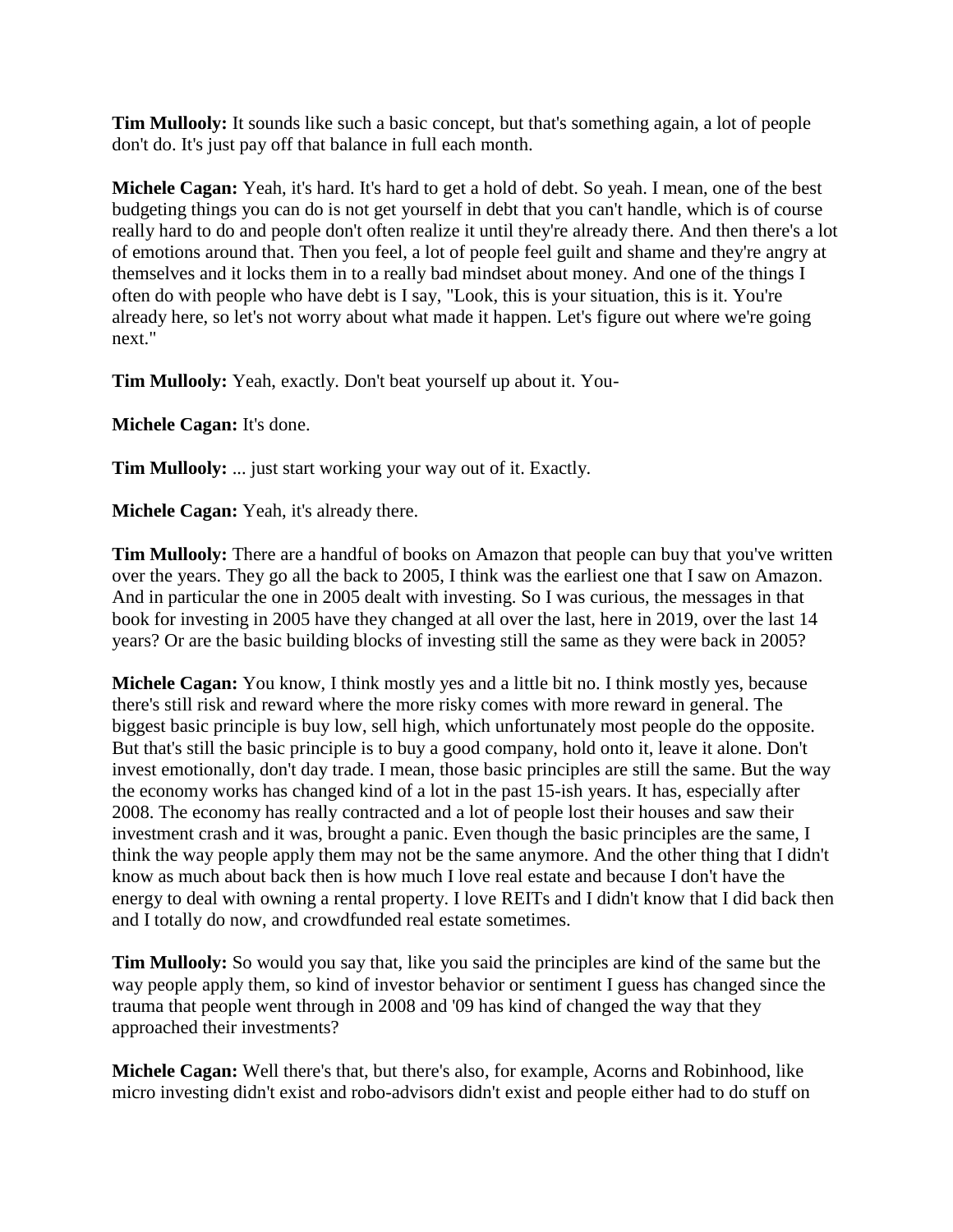**Tim Mullooly:** It sounds like such a basic concept, but that's something again, a lot of people don't do. It's just pay off that balance in full each month.

**Michele Cagan:** Yeah, it's hard. It's hard to get a hold of debt. So yeah. I mean, one of the best budgeting things you can do is not get yourself in debt that you can't handle, which is of course really hard to do and people don't often realize it until they're already there. And then there's a lot of emotions around that. Then you feel, a lot of people feel guilt and shame and they're angry at themselves and it locks them in to a really bad mindset about money. And one of the things I often do with people who have debt is I say, "Look, this is your situation, this is it. You're already here, so let's not worry about what made it happen. Let's figure out where we're going next."

**Tim Mullooly:** Yeah, exactly. Don't beat yourself up about it. You-

**Michele Cagan:** It's done.

**Tim Mullooly:** ... just start working your way out of it. Exactly.

**Michele Cagan:** Yeah, it's already there.

**Tim Mullooly:** There are a handful of books on Amazon that people can buy that you've written over the years. They go all the back to 2005, I think was the earliest one that I saw on Amazon. And in particular the one in 2005 dealt with investing. So I was curious, the messages in that book for investing in 2005 have they changed at all over the last, here in 2019, over the last 14 years? Or are the basic building blocks of investing still the same as they were back in 2005?

**Michele Cagan:** You know, I think mostly yes and a little bit no. I think mostly yes, because there's still risk and reward where the more risky comes with more reward in general. The biggest basic principle is buy low, sell high, which unfortunately most people do the opposite. But that's still the basic principle is to buy a good company, hold onto it, leave it alone. Don't invest emotionally, don't day trade. I mean, those basic principles are still the same. But the way the economy works has changed kind of a lot in the past 15-ish years. It has, especially after 2008. The economy has really contracted and a lot of people lost their houses and saw their investment crash and it was, brought a panic. Even though the basic principles are the same, I think the way people apply them may not be the same anymore. And the other thing that I didn't know as much about back then is how much I love real estate and because I don't have the energy to deal with owning a rental property. I love REITs and I didn't know that I did back then and I totally do now, and crowdfunded real estate sometimes.

**Tim Mullooly:** So would you say that, like you said the principles are kind of the same but the way people apply them, so kind of investor behavior or sentiment I guess has changed since the trauma that people went through in 2008 and '09 has kind of changed the way that they approached their investments?

**Michele Cagan:** Well there's that, but there's also, for example, Acorns and Robinhood, like micro investing didn't exist and robo-advisors didn't exist and people either had to do stuff on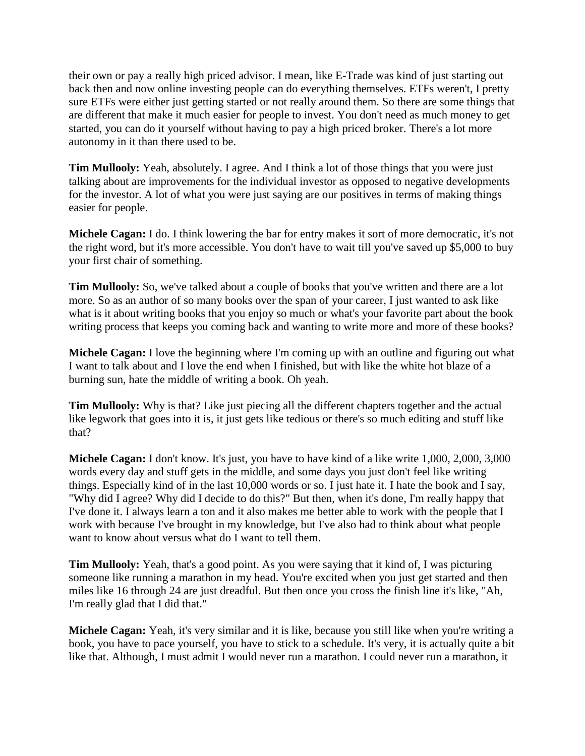their own or pay a really high priced advisor. I mean, like E-Trade was kind of just starting out back then and now online investing people can do everything themselves. ETFs weren't, I pretty sure ETFs were either just getting started or not really around them. So there are some things that are different that make it much easier for people to invest. You don't need as much money to get started, you can do it yourself without having to pay a high priced broker. There's a lot more autonomy in it than there used to be.

**Tim Mullooly:** Yeah, absolutely. I agree. And I think a lot of those things that you were just talking about are improvements for the individual investor as opposed to negative developments for the investor. A lot of what you were just saying are our positives in terms of making things easier for people.

**Michele Cagan:** I do. I think lowering the bar for entry makes it sort of more democratic, it's not the right word, but it's more accessible. You don't have to wait till you've saved up $5,000 to buy your first chair of something.

**Tim Mullooly:** So, we've talked about a couple of books that you've written and there are a lot more. So as an author of so many books over the span of your career, I just wanted to ask like what is it about writing books that you enjoy so much or what's your favorite part about the book writing process that keeps you coming back and wanting to write more and more of these books?

**Michele Cagan:** I love the beginning where I'm coming up with an outline and figuring out what I want to talk about and I love the end when I finished, but with like the white hot blaze of a burning sun, hate the middle of writing a book. Oh yeah.

**Tim Mullooly:** Why is that? Like just piecing all the different chapters together and the actual like legwork that goes into it is, it just gets like tedious or there's so much editing and stuff like that?

**Michele Cagan:** I don't know. It's just, you have to have kind of a like write 1,000, 2,000, 3,000 words every day and stuff gets in the middle, and some days you just don't feel like writing things. Especially kind of in the last 10,000 words or so. I just hate it. I hate the book and I say, "Why did I agree? Why did I decide to do this?" But then, when it's done, I'm really happy that I've done it. I always learn a ton and it also makes me better able to work with the people that I work with because I've brought in my knowledge, but I've also had to think about what people want to know about versus what do I want to tell them.

**Tim Mullooly:** Yeah, that's a good point. As you were saying that it kind of, I was picturing someone like running a marathon in my head. You're excited when you just get started and then miles like 16 through 24 are just dreadful. But then once you cross the finish line it's like, "Ah, I'm really glad that I did that."

**Michele Cagan:** Yeah, it's very similar and it is like, because you still like when you're writing a book, you have to pace yourself, you have to stick to a schedule. It's very, it is actually quite a bit like that. Although, I must admit I would never run a marathon. I could never run a marathon, it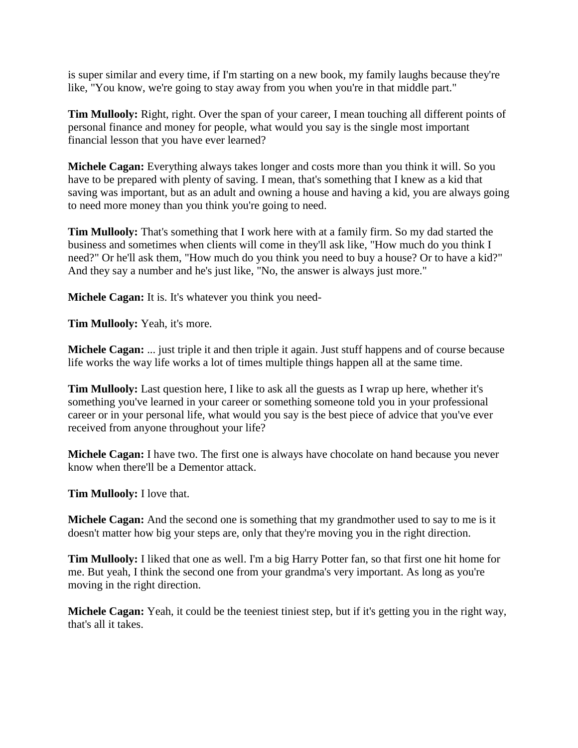is super similar and every time, if I'm starting on a new book, my family laughs because they're like, "You know, we're going to stay away from you when you're in that middle part."

**Tim Mullooly:** Right, right. Over the span of your career, I mean touching all different points of personal finance and money for people, what would you say is the single most important financial lesson that you have ever learned?

**Michele Cagan:** Everything always takes longer and costs more than you think it will. So you have to be prepared with plenty of saving. I mean, that's something that I knew as a kid that saving was important, but as an adult and owning a house and having a kid, you are always going to need more money than you think you're going to need.

**Tim Mullooly:** That's something that I work here with at a family firm. So my dad started the business and sometimes when clients will come in they'll ask like, "How much do you think I need?" Or he'll ask them, "How much do you think you need to buy a house? Or to have a kid?" And they say a number and he's just like, "No, the answer is always just more."

**Michele Cagan:** It is. It's whatever you think you need-

**Tim Mullooly:** Yeah, it's more.

**Michele Cagan:** ... just triple it and then triple it again. Just stuff happens and of course because life works the way life works a lot of times multiple things happen all at the same time.

**Tim Mullooly:** Last question here, I like to ask all the guests as I wrap up here, whether it's something you've learned in your career or something someone told you in your professional career or in your personal life, what would you say is the best piece of advice that you've ever received from anyone throughout your life?

**Michele Cagan:** I have two. The first one is always have chocolate on hand because you never know when there'll be a Dementor attack.

**Tim Mullooly:** I love that.

**Michele Cagan:** And the second one is something that my grandmother used to say to me is it doesn't matter how big your steps are, only that they're moving you in the right direction.

**Tim Mullooly:** I liked that one as well. I'm a big Harry Potter fan, so that first one hit home for me. But yeah, I think the second one from your grandma's very important. As long as you're moving in the right direction.

**Michele Cagan:** Yeah, it could be the teeniest tiniest step, but if it's getting you in the right way, that's all it takes.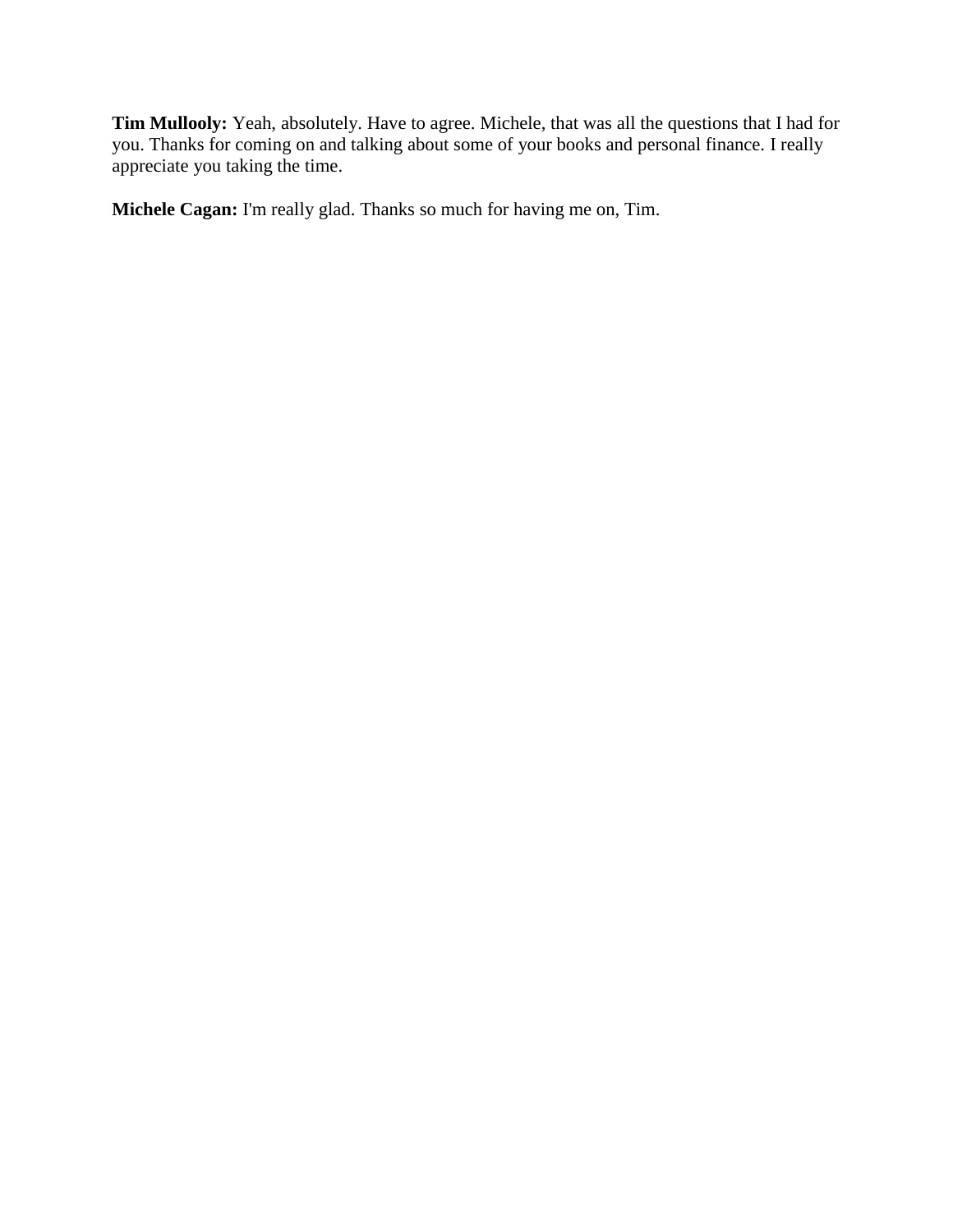**Tim Mullooly:** Yeah, absolutely. Have to agree. Michele, that was all the questions that I had for you. Thanks for coming on and talking about some of your books and personal finance. I really appreciate you taking the time.

**Michele Cagan:** I'm really glad. Thanks so much for having me on, Tim.